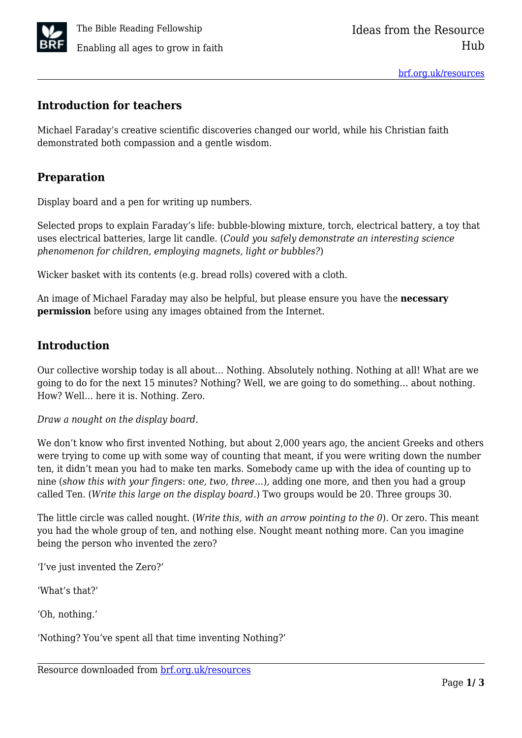## Introduction for teachers

Michael Faraday's creative scientific discoveries changed our world, while his Christian faith demonstrated both compassion and a gentle wisdom.

## Preparation

Display board and a pen for writing up numbers.

Selected props to explain Faraday's life: bubble-blowing mixture, torch, electrical battery, a toy that uses electrical batteries, large lit candle. (*Could you safely demonstrate an interesting science phenomenon for children, employing magnets, light or bubbles?*)

Wicker basket with its contents (e.g. bread rolls) covered with a cloth.

An image of Michael Faraday may also be helpful, but please ensure you have the **necessary permission** before using any images obtained from the Internet.

## Introduction

Our collective worship today is all about… Nothing. Absolutely nothing. Nothing at all! What are we going to do for the next 15 minutes? Nothing? Well, we are going to do something… about nothing. How? Well… here it is. Nothing. Zero.

*Draw a nought on the display board.*

We don't know who first invented Nothing, but about 2,000 years ago, the ancient Greeks and others were trying to come up with some way of counting that meant, if you were writing down the number ten, it didn't mean you had to make ten marks. Somebody came up with the idea of counting up to nine (*show this with your fingers*: *one, two, three…*), adding one more, and then you had a group called Ten. (*Write this large on the display board*.) Two groups would be 20. Three groups 30.

The little circle was called nought. (*Write this, with an arrow pointing to the 0*). Or zero. This meant you had the whole group of ten, and nothing else. Nought meant nothing more. Can you imagine being the person who invented the zero?

'I've just invented the Zero?'

'What's that?'

'Oh, nothing.'

'Nothing? You've spent all that time inventing Nothing?'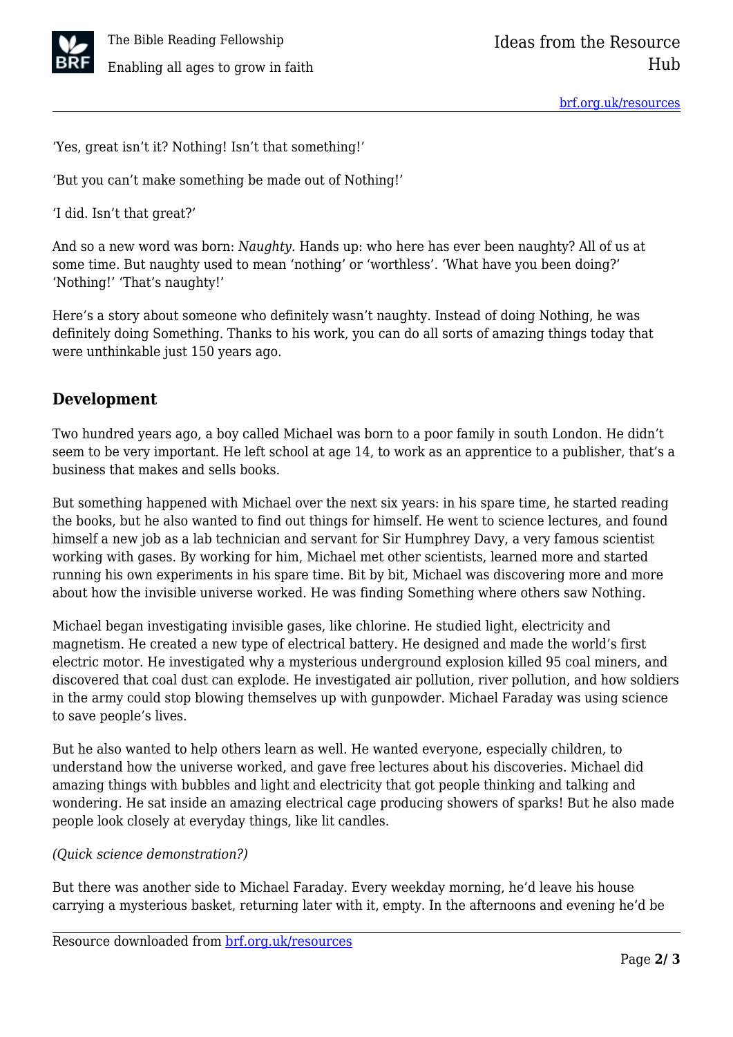'Yes, great isn't it? Nothing! Isn't that something!'

'But you can't make something be made out of Nothing!'

'I did. Isn't that great?'

And so a new word was born: *Naughty.* Hands up: who here has ever been naughty? All of us at some time. But naughty used to mean 'nothing' or 'worthless'. 'What have you been doing?' 'Nothing!' 'That's naughty!'

Here's a story about someone who definitely wasn't naughty. Instead of doing Nothing, he was definitely doing Something. Thanks to his work, you can do all sorts of amazing things today that were unthinkable just 150 years ago.

## Development

Two hundred years ago, a boy called Michael was born to a poor family in south London. He didn't seem to be very important. He left school at age 14, to work as an apprentice to a publisher, that's a business that makes and sells books.

But something happened with Michael over the next six years: in his spare time, he started reading the books, but he also wanted to find out things for himself. He went to science lectures, and found himself a new job as a lab technician and servant for Sir Humphrey Davy, a very famous scientist working with gases. By working for him, Michael met other scientists, learned more and started running his own experiments in his spare time. Bit by bit, Michael was discovering more and more about how the invisible universe worked. He was finding Something where others saw Nothing.

Michael began investigating invisible gases, like chlorine. He studied light, electricity and magnetism. He created a new type of electrical battery. He designed and made the world's first electric motor. He investigated why a mysterious underground explosion killed 95 coal miners, and discovered that coal dust can explode. He investigated air pollution, river pollution, and how soldiers in the army could stop blowing themselves up with gunpowder. Michael Faraday was using science to save people's lives.

But he also wanted to help others learn as well. He wanted everyone, especially children, to understand how the universe worked, and gave free lectures about his discoveries. Michael did amazing things with bubbles and light and electricity that got people thinking and talking and wondering. He sat inside an amazing electrical cage producing showers of sparks! But he also made people look closely at everyday things, like lit candles.

*(Quick science demonstration?)*

But there was another side to Michael Faraday. Every weekday morning, he'd leave his house carrying a mysterious basket, returning later with it, empty. In the afternoons and evening he'd be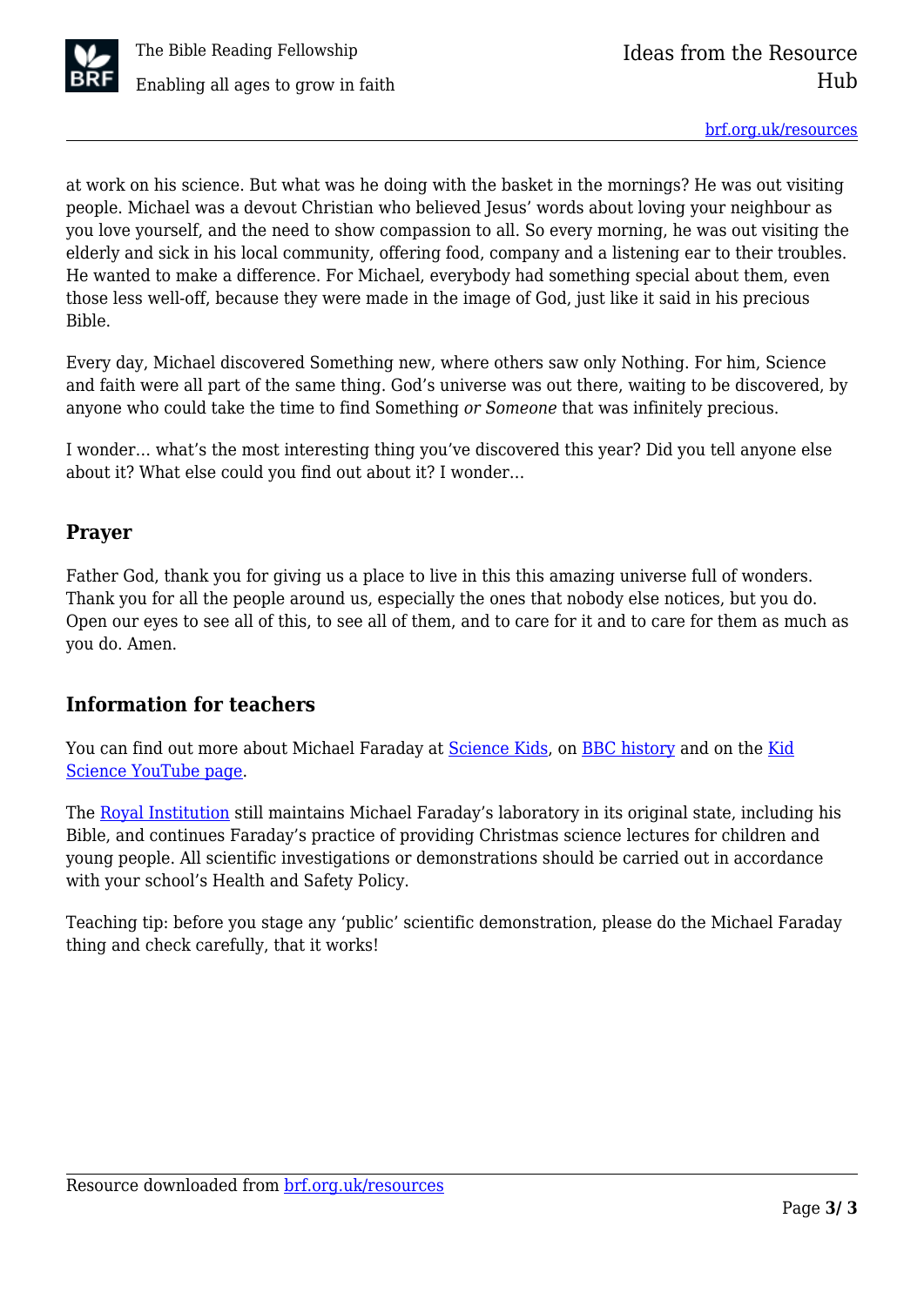at work on his science. But what was he doing with the basket in the mornings? He was out visiting people. Michael was a devout Christian who believed Jesus' words about loving your neighbour as you love yourself, and the need to show compassion to all. So every morning, he was out visiting the elderly and sick in his local community, offering food, company and a listening ear to their troubles. He wanted to make a difference. For Michael, everybody had something special about them, even those less well-off, because they were made in the image of God, just like it said in his precious Bible.

Every day, Michael discovered Something new, where others saw only Nothing. For him, Science and faith were all part of the same thing. God's universe was out there, waiting to be discovered, by anyone who could take the time to find Something *or Someone* that was infinitely precious.

I wonder… what's the most interesting thing you've discovered this year? Did you tell anyone else about it? What else could you find out about it? I wonder…

## Prayer

Father God, thank you for giving us a place to live in this this amazing universe full of wonders. Thank you for all the people around us, especially the ones that nobody else notices, but you do. Open our eyes to see all of this, to see all of them, and to care for it and to care for them as much as you do. Amen.

## Information for teachers

You can find out more about Michael Faraday at Science Kids, on BBC history and on the Kid Science YouTube page.

The Royal Institution still maintains Michael Faraday's laboratory in its original state, including his Bible, and continues Faraday's practice of providing Christmas science lectures for children and young people. All scientific investigations or demonstrations should be carried out in accordance with your school's Health and Safety Policy.

Teaching tip: before you stage any 'public' scientific demonstration, please do the Michael Faraday thing and check carefully, that it works!